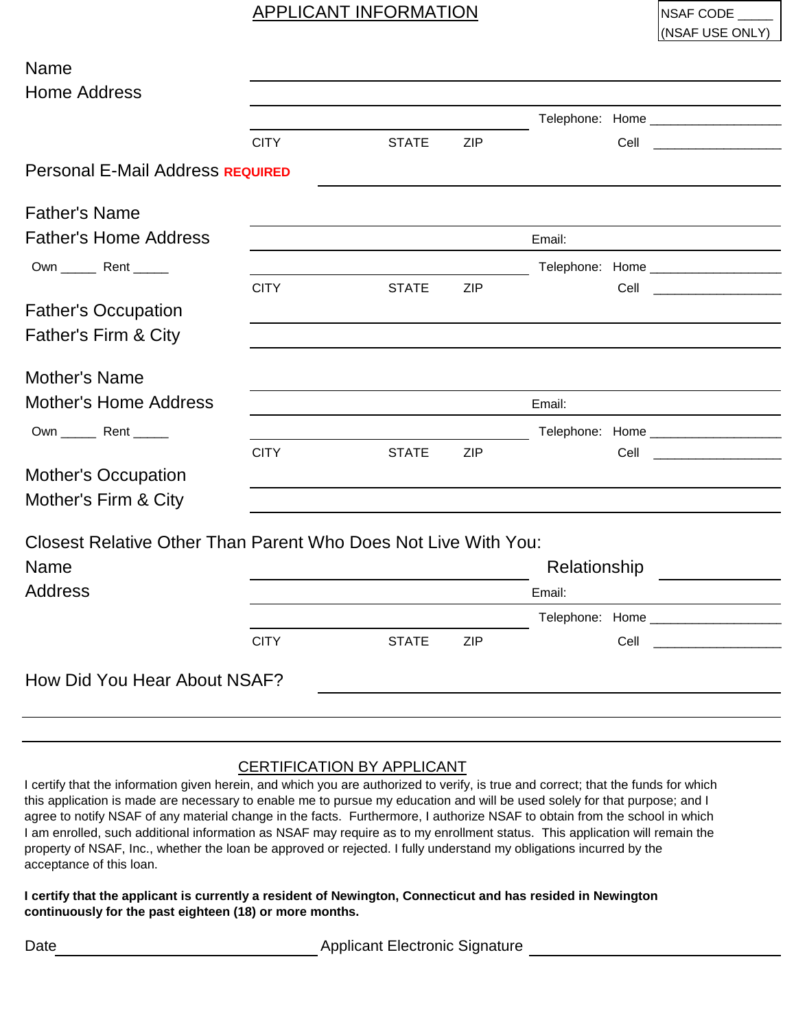NSAF CODE _____
(NSAF USE ONLY)

## APPLICANT INFORMATION

Name ____________________

Home Address ____________________

____________________ Telephone: Home __________________

CITY STATE ZIP Cell __________________

Personal E-Mail Address **REQUIRED** ____________________

Father's Name ____________________

Father's Home Address ____________________ Email:

Own _____ Rent _____ ____________________ Telephone: Home __________________

CITY STATE ZIP Cell __________________

Father's Occupation ____________________

Father's Firm & City ____________________

Mother's Name ____________________

Mother's Home Address ____________________ Email:

Own _____ Rent _____ ____________________ Telephone: Home __________________

CITY STATE ZIP Cell __________________

Mother's Occupation ____________________

Mother's Firm & City ____________________

Closest Relative Other Than Parent Who Does Not Live With You:

Name ____________________ Relationship __________

Address ____________________ Email:

____________________ Telephone: Home __________________

CITY STATE ZIP Cell __________________

How Did You Hear About NSAF? ____________________

____________________

____________________

## CERTIFICATION BY APPLICANT

I certify that the information given herein, and which you are authorized to verify, is true and correct; that the funds for which this application is made are necessary to enable me to pursue my education and will be used solely for that purpose; and I agree to notify NSAF of any material change in the facts. Furthermore, I authorize NSAF to obtain from the school in which I am enrolled, such additional information as NSAF may require as to my enrollment status. This application will remain the property of NSAF, Inc., whether the loan be approved or rejected. I fully understand my obligations incurred by the acceptance of this loan.

**I certify that the applicant is currently a resident of Newington, Connecticut and has resided in Newington continuously for the past eighteen (18) or more months.**

Date ____________________ Applicant Electronic Signature ____________________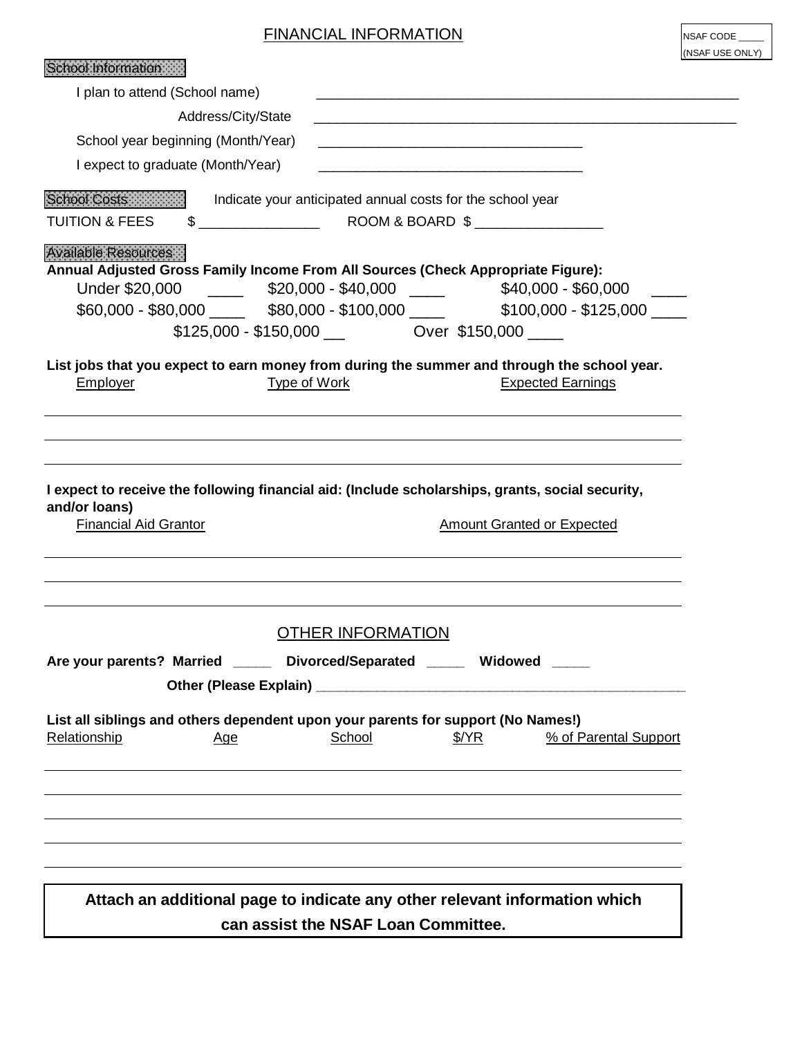# FINANCIAL INFORMATION

NSAF CODE _____
(NSAF USE ONLY)

**School Information**

I plan to attend (School name) ________________________________________________

Address/City/State ________________________________________________

School year beginning (Month/Year) ________________________________

I expect to graduate (Month/Year) ________________________________

**School Costs** Indicate your anticipated annual costs for the school year

TUITION & FEES $ _______________ ROOM & BOARD $ ________________

**Available Resources**

**Annual Adjusted Gross Family Income From All Sources (Check Appropriate Figure):**

Under $20,000 ____ $20,000 - $40,000 ____ $40,000 - $60,000 ____

$60,000 - $80,000 ____ $80,000 - $100,000 ____ $100,000 - $125,000 ____

$125,000 - $150,000 __ Over $150,000 ____

**List jobs that you expect to earn money from during the summer and through the school year.**

| Employer | Type of Work | Expected Earnings |
| --- | --- | --- |
| | | |
| | | |
| | | |

**I expect to receive the following financial aid: (Include scholarships, grants, social security, and/or loans)**

| Financial Aid Grantor | Amount Granted or Expected |
| --- | --- |
| | |
| | |
| | |

# OTHER INFORMATION

**Are your parents? Married _____ Divorced/Separated _____ Widowed _____**

**Other (Please Explain)** ________________________________________________

**List all siblings and others dependent upon your parents for support (No Names!)**

| Relationship | Age | School | $/YR | % of Parental Support |
| --- | --- | --- | --- | --- |
| | | | | |
| | | | | |
| | | | | |
| | | | | |
| | | | | |

**Attach an additional page to indicate any other relevant information which can assist the NSAF Loan Committee.**